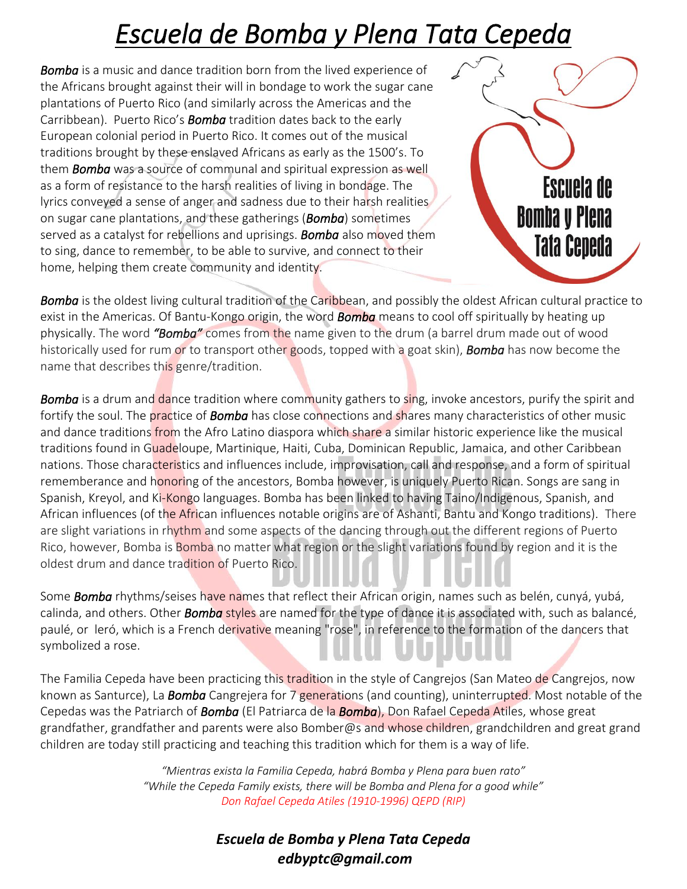# *Escuela de Bomba y Plena Tata Cepeda*

***Bomba*** is a music and dance tradition born from the lived experience of the Africans brought against their will in bondage to work the sugar cane plantations of Puerto Rico (and similarly across the Americas and the Carribbean). Puerto Rico's ***Bomba*** tradition dates back to the early European colonial period in Puerto Rico. It comes out of the musical traditions brought by these enslaved Africans as early as the 1500's. To them ***Bomba*** was a source of communal and spiritual expression as well as a form of resistance to the harsh realities of living in bondage. The lyrics conveyed a sense of anger and sadness due to their harsh realities on sugar cane plantations, and these gatherings (***Bomba***) sometimes served as a catalyst for rebellions and uprisings. ***Bomba*** also moved them to sing, dance to remember, to be able to survive, and connect to their home, helping them create community and identity.

***Bomba*** is the oldest living cultural tradition of the Caribbean, and possibly the oldest African cultural practice to exist in the Americas. Of Bantu-Kongo origin, the word ***Bomba*** means to cool off spiritually by heating up physically. The word ***"Bomba"*** comes from the name given to the drum (a barrel drum made out of wood historically used for rum or to transport other goods, topped with a goat skin), ***Bomba*** has now become the name that describes this genre/tradition.

***Bomba*** is a drum and dance tradition where community gathers to sing, invoke ancestors, purify the spirit and fortify the soul. The practice of ***Bomba*** has close connections and shares many characteristics of other music and dance traditions from the Afro Latino diaspora which share a similar historic experience like the musical traditions found in Guadeloupe, Martinique, Haiti, Cuba, Dominican Republic, Jamaica, and other Caribbean nations. Those characteristics and influences include, improvisation, call and response, and a form of spiritual rememberance and honoring of the ancestors, Bomba however, is uniquely Puerto Rican. Songs are sang in Spanish, Kreyol, and Ki-Kongo languages. Bomba has been linked to having Taino/Indigenous, Spanish, and African influences (of the African influences notable origins are of Ashanti, Bantu and Kongo traditions). There are slight variations in rhythm and some aspects of the dancing through out the different regions of Puerto Rico, however, Bomba is Bomba no matter what region or the slight variations found by region and it is the oldest drum and dance tradition of Puerto Rico.

Some ***Bomba*** rhythms/seises have names that reflect their African origin, names such as belén, cunyá, yubá, calinda, and others. Other ***Bomba*** styles are named for the type of dance it is associated with, such as balancé, paulé, or leró, which is a French derivative meaning "rose", in reference to the formation of the dancers that symbolized a rose.

The Familia Cepeda have been practicing this tradition in the style of Cangrejos (San Mateo de Cangrejos, now known as Santurce), La ***Bomba*** Cangrejera for 7 generations (and counting), uninterrupted. Most notable of the Cepedas was the Patriarch of ***Bomba*** (El Patriarca de la ***Bomba***), Don Rafael Cepeda Atiles, whose great grandfather, grandfather and parents were also Bomber@s and whose children, grandchildren and great grand children are today still practicing and teaching this tradition which for them is a way of life.

*"Mientras exista la Familia Cepeda, habrá Bomba y Plena para buen rato"*
*"While the Cepeda Family exists, there will be Bomba and Plena for a good while"*
*Don Rafael Cepeda Atiles (1910-1996) QEPD (RIP)*

***Escuela de Bomba y Plena Tata Cepeda***
***edbyptc@gmail.com***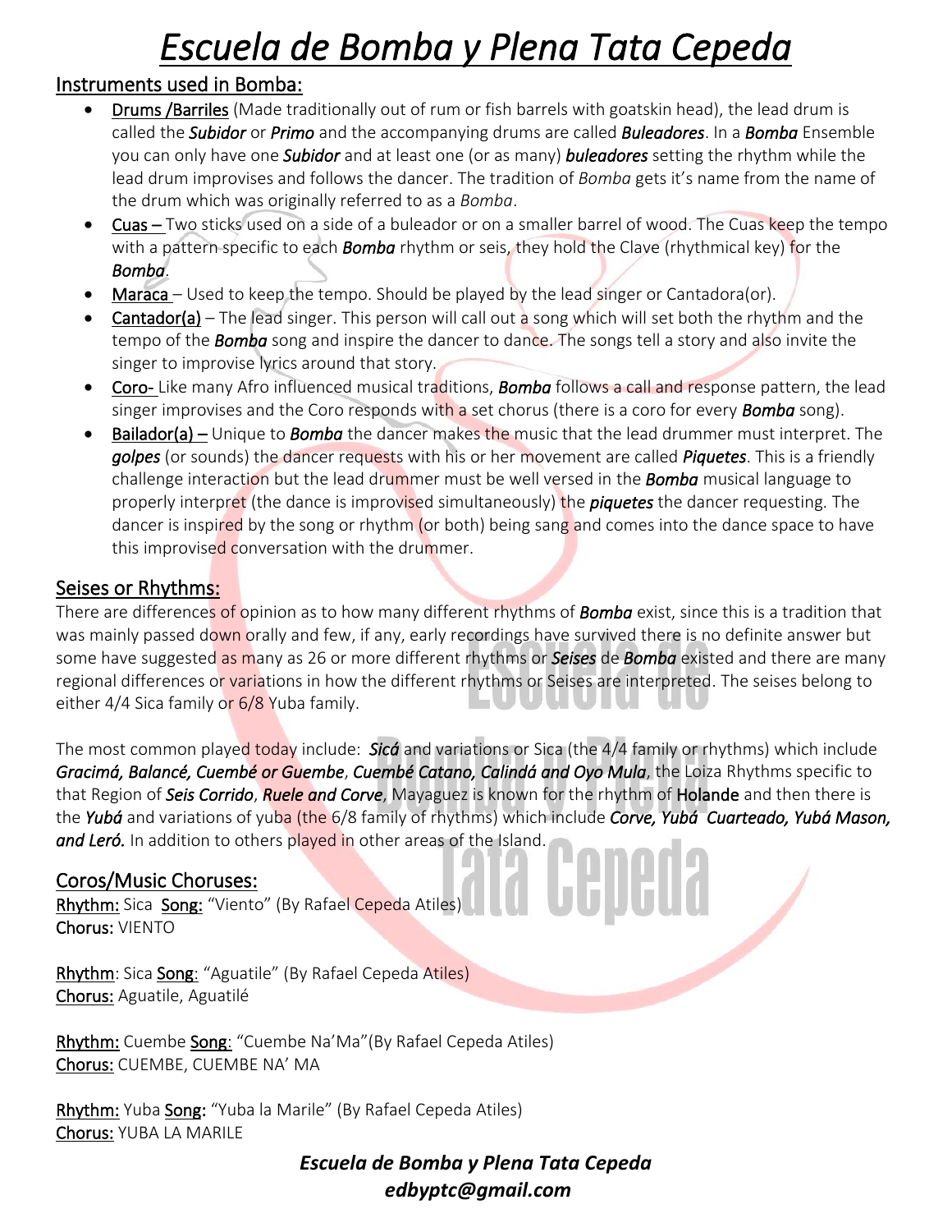# *Escuela de Bomba y Plena Tata Cepeda*

## Instruments used in Bomba:

- Drums /Barriles (Made traditionally out of rum or fish barrels with goatskin head), the lead drum is called the ***Subidor*** or ***Primo*** and the accompanying drums are called ***Buleadores***. In a ***Bomba*** Ensemble you can only have one ***Subidor*** and at least one (or as many) ***buleadores*** setting the rhythm while the lead drum improvises and follows the dancer. The tradition of *Bomba* gets it's name from the name of the drum which was originally referred to as a *Bomba*.
- Cuas – Two sticks used on a side of a buleador or on a smaller barrel of wood. The Cuas keep the tempo with a pattern specific to each ***Bomba*** rhythm or seis, they hold the Clave (rhythmical key) for the ***Bomba***.
- Maraca – Used to keep the tempo. Should be played by the lead singer or Cantadora(or).
- Cantador(a) – The lead singer. This person will call out a song which will set both the rhythm and the tempo of the ***Bomba*** song and inspire the dancer to dance. The songs tell a story and also invite the singer to improvise lyrics around that story.
- Coro- Like many Afro influenced musical traditions, ***Bomba*** follows a call and response pattern, the lead singer improvises and the Coro responds with a set chorus (there is a coro for every ***Bomba*** song).
- Bailador(a) – Unique to ***Bomba*** the dancer makes the music that the lead drummer must interpret. The ***golpes*** (or sounds) the dancer requests with his or her movement are called ***Piquetes***. This is a friendly challenge interaction but the lead drummer must be well versed in the ***Bomba*** musical language to properly interpret (the dance is improvised simultaneously) the ***piquetes*** the dancer requesting. The dancer is inspired by the song or rhythm (or both) being sang and comes into the dance space to have this improvised conversation with the drummer.

## Seises or Rhythms:

There are differences of opinion as to how many different rhythms of ***Bomba*** exist, since this is a tradition that was mainly passed down orally and few, if any, early recordings have survived there is no definite answer but some have suggested as many as 26 or more different rhythms or ***Seises*** de ***Bomba*** existed and there are many regional differences or variations in how the different rhythms or Seises are interpreted. The seises belong to either 4/4 Sica family or 6/8 Yuba family.

The most common played today include: ***Sicá*** and variations or Sica (the 4/4 family or rhythms) which include ***Gracimá, Balancé, Cuembé or Guembe***, ***Cuembé Catano, Calindá and Oyo Mula***, the Loiza Rhythms specific to that Region of ***Seis Corrido***, ***Ruele and Corve***, Mayaguez is known for the rhythm of Holande and then there is the ***Yubá*** and variations of yuba (the 6/8 family of rhythms) which include ***Corve, Yubá Cuarteado, Yubá Mason, and Leró.*** In addition to others played in other areas of the Island.

## Coros/Music Choruses:

Rhythm: Sica Song: "Viento" (By Rafael Cepeda Atiles)
Chorus: VIENTO

Rhythm: Sica Song: "Aguatile" (By Rafael Cepeda Atiles)
Chorus: Aguatile, Aguatilé

Rhythm: Cuembe Song: "Cuembe Na'Ma"(By Rafael Cepeda Atiles)
Chorus: CUEMBE, CUEMBE NA' MA

Rhythm: Yuba Song: "Yuba la Marile" (By Rafael Cepeda Atiles)
Chorus: YUBA LA MARILE

***Escuela de Bomba y Plena Tata Cepeda***
***edbyptc@gmail.com***